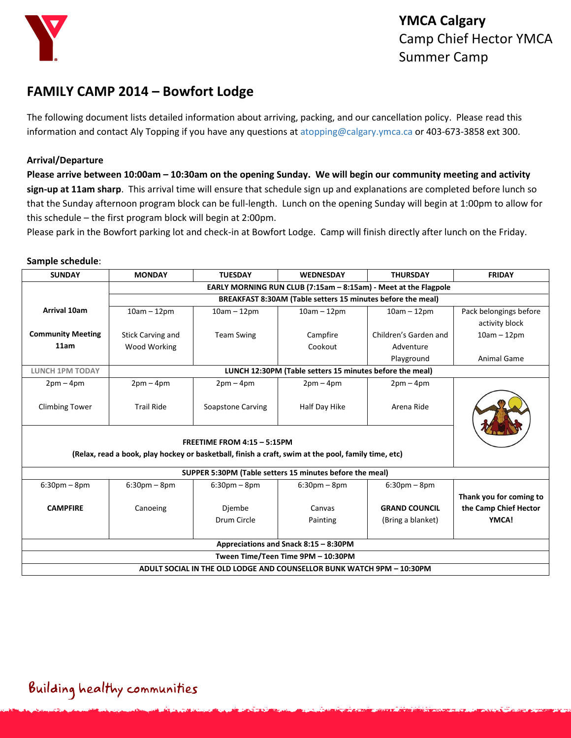**YMCA Calgary**
Camp Chief Hector YMCA
Summer Camp

# FAMILY CAMP 2014 – Bowfort Lodge

The following document lists detailed information about arriving, packing, and our cancellation policy. Please read this information and contact Aly Topping if you have any questions at atopping@calgary.ymca.ca or 403-673-3858 ext 300.

**Arrival/Departure**

**Please arrive between 10:00am – 10:30am on the opening Sunday. We will begin our community meeting and activity sign-up at 11am sharp**. This arrival time will ensure that schedule sign up and explanations are completed before lunch so that the Sunday afternoon program block can be full-length. Lunch on the opening Sunday will begin at 1:00pm to allow for this schedule – the first program block will begin at 2:00pm.

Please park in the Bowfort parking lot and check-in at Bowfort Lodge. Camp will finish directly after lunch on the Friday.

**Sample schedule**:

| SUNDAY | MONDAY | TUESDAY | WEDNESDAY | THURSDAY | FRIDAY |
|---|---|---|---|---|---|
| | **EARLY MORNING RUN CLUB (7:15am – 8:15am) - Meet at the Flagpole** | | | | |
| | **BREAKFAST 8:30AM (Table setters 15 minutes before the meal)** | | | | |
| **Arrival 10am**<br><br>**Community Meeting 11am** | 10am – 12pm<br><br>Stick Carving and Wood Working | 10am – 12pm<br><br>Team Swing | 10am – 12pm<br><br>Campfire Cookout | 10am – 12pm<br><br>Children's Garden and Adventure Playground | Pack belongings before activity block<br>10am – 12pm<br><br>Animal Game |
| **LUNCH 1PM TODAY** | **LUNCH 12:30PM (Table setters 15 minutes before the meal)** | | | | |
| 2pm – 4pm<br><br>Climbing Tower | 2pm – 4pm<br><br>Trail Ride | 2pm – 4pm<br><br>Soapstone Carving | 2pm – 4pm<br><br>Half Day Hike | 2pm – 4pm<br><br>Arena Ride | |
| **FREETIME FROM 4:15 – 5:15PM**<br>**(Relax, read a book, play hockey or basketball, finish a craft, swim at the pool, family time, etc)** | | | | | |
| **SUPPER 5:30PM (Table setters 15 minutes before the meal)** | | | | | |
| 6:30pm – 8pm<br><br>**CAMPFIRE** | 6:30pm – 8pm<br><br>Canoeing | 6:30pm – 8pm<br><br>Djembe Drum Circle | 6:30pm – 8pm<br><br>Canvas Painting | 6:30pm – 8pm<br><br>**GRAND COUNCIL**<br>(Bring a blanket) | **Thank you for coming to the Camp Chief Hector YMCA!** |
| **Appreciations and Snack 8:15 – 8:30PM** | | | | | |
| **Tween Time/Teen Time 9PM – 10:30PM** | | | | | |
| **ADULT SOCIAL IN THE OLD LODGE AND COUNSELLOR BUNK WATCH 9PM – 10:30PM** | | | | | |

*Building healthy communities*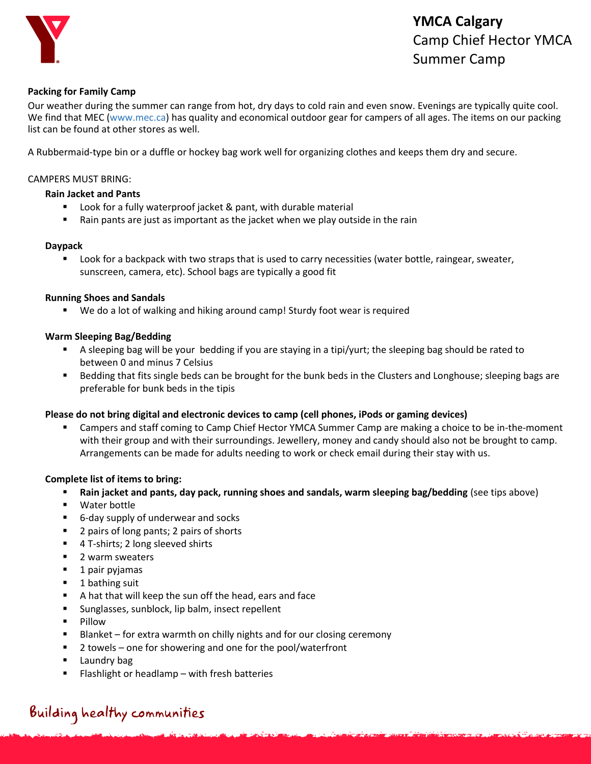**Packing for Family Camp**

Our weather during the summer can range from hot, dry days to cold rain and even snow. Evenings are typically quite cool. We find that MEC (www.mec.ca) has quality and economical outdoor gear for campers of all ages. The items on our packing list can be found at other stores as well.

A Rubbermaid-type bin or a duffle or hockey bag work well for organizing clothes and keeps them dry and secure.

CAMPERS MUST BRING:

**Rain Jacket and Pants**

- Look for a fully waterproof jacket & pant, with durable material
- Rain pants are just as important as the jacket when we play outside in the rain

**Daypack**

- Look for a backpack with two straps that is used to carry necessities (water bottle, raingear, sweater, sunscreen, camera, etc). School bags are typically a good fit

**Running Shoes and Sandals**

- We do a lot of walking and hiking around camp! Sturdy foot wear is required

**Warm Sleeping Bag/Bedding**

- A sleeping bag will be your bedding if you are staying in a tipi/yurt; the sleeping bag should be rated to between 0 and minus 7 Celsius
- Bedding that fits single beds can be brought for the bunk beds in the Clusters and Longhouse; sleeping bags are preferable for bunk beds in the tipis

**Please do not bring digital and electronic devices to camp (cell phones, iPods or gaming devices)**

- Campers and staff coming to Camp Chief Hector YMCA Summer Camp are making a choice to be in-the-moment with their group and with their surroundings. Jewellery, money and candy should also not be brought to camp. Arrangements can be made for adults needing to work or check email during their stay with us.

**Complete list of items to bring:**

- **Rain jacket and pants, day pack, running shoes and sandals, warm sleeping bag/bedding** (see tips above)
- Water bottle
- 6-day supply of underwear and socks
- 2 pairs of long pants; 2 pairs of shorts
- 4 T-shirts; 2 long sleeved shirts
- 2 warm sweaters
- 1 pair pyjamas
- 1 bathing suit
- A hat that will keep the sun off the head, ears and face
- Sunglasses, sunblock, lip balm, insect repellent
- Pillow
- Blanket – for extra warmth on chilly nights and for our closing ceremony
- 2 towels – one for showering and one for the pool/waterfront
- Laundry bag
- Flashlight or headlamp – with fresh batteries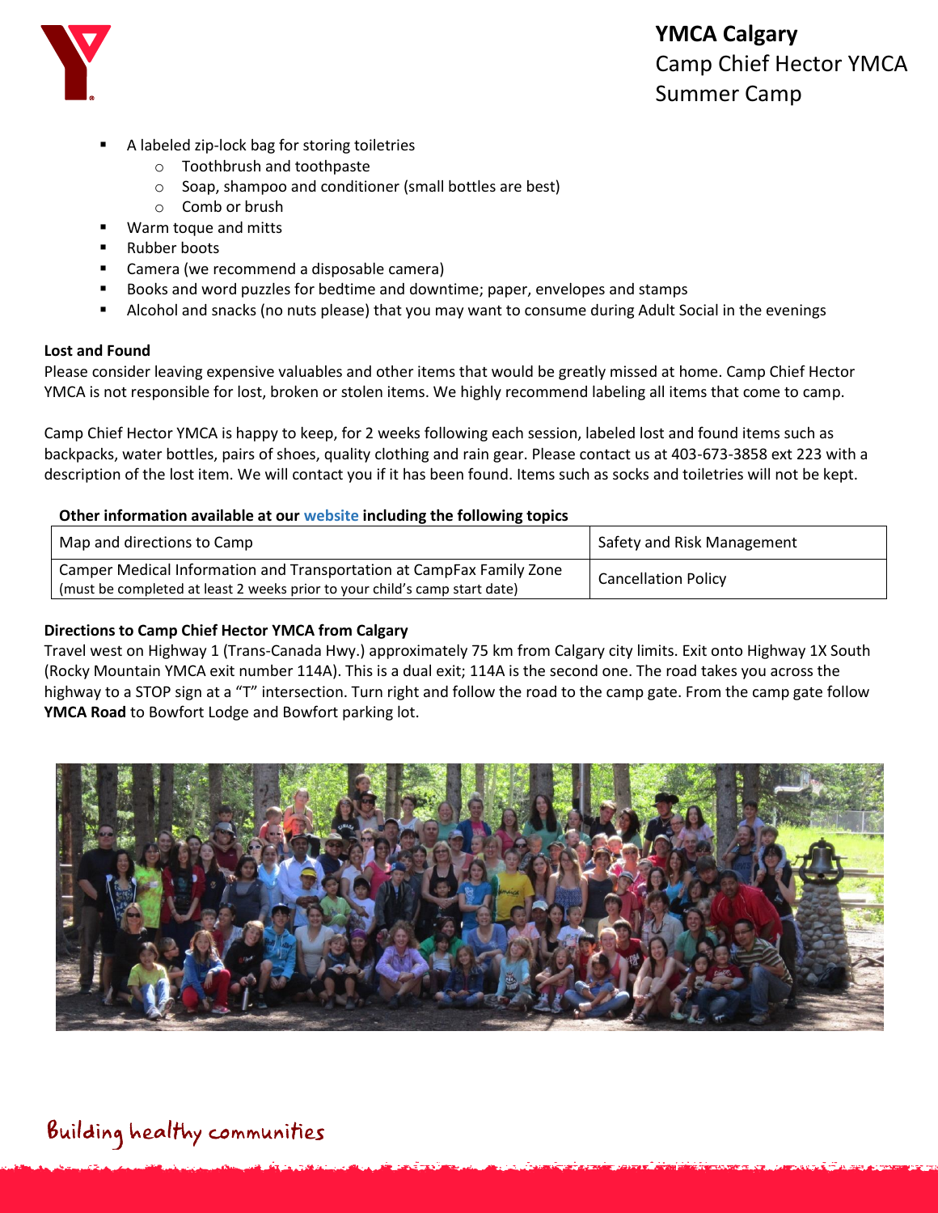- A labeled zip-lock bag for storing toiletries
  - Toothbrush and toothpaste
  - Soap, shampoo and conditioner (small bottles are best)
  - Comb or brush
- Warm toque and mitts
- Rubber boots
- Camera (we recommend a disposable camera)
- Books and word puzzles for bedtime and downtime; paper, envelopes and stamps
- Alcohol and snacks (no nuts please) that you may want to consume during Adult Social in the evenings

**Lost and Found**

Please consider leaving expensive valuables and other items that would be greatly missed at home. Camp Chief Hector YMCA is not responsible for lost, broken or stolen items. We highly recommend labeling all items that come to camp.

Camp Chief Hector YMCA is happy to keep, for 2 weeks following each session, labeled lost and found items such as backpacks, water bottles, pairs of shoes, quality clothing and rain gear. Please contact us at 403-673-3858 ext 223 with a description of the lost item. We will contact you if it has been found. Items such as socks and toiletries will not be kept.

**Other information available at our website including the following topics**

| | |
|---|---|
| Map and directions to Camp | Safety and Risk Management |
| Camper Medical Information and Transportation at CampFax Family Zone (must be completed at least 2 weeks prior to your child's camp start date) | Cancellation Policy |

**Directions to Camp Chief Hector YMCA from Calgary**

Travel west on Highway 1 (Trans-Canada Hwy.) approximately 75 km from Calgary city limits. Exit onto Highway 1X South (Rocky Mountain YMCA exit number 114A). This is a dual exit; 114A is the second one. The road takes you across the highway to a STOP sign at a "T" intersection. Turn right and follow the road to the camp gate. From the camp gate follow **YMCA Road** to Bowfort Lodge and Bowfort parking lot.